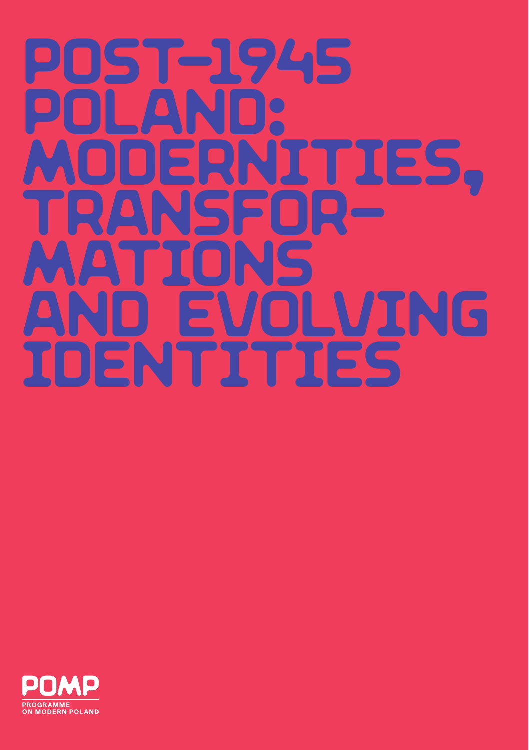# POST-1945 POLAND: MODERNITIES, TRANSFOR-MATIONS AND EVOLVING IDENTITIES

POMP

PROGRAMME ON MODERN POLAND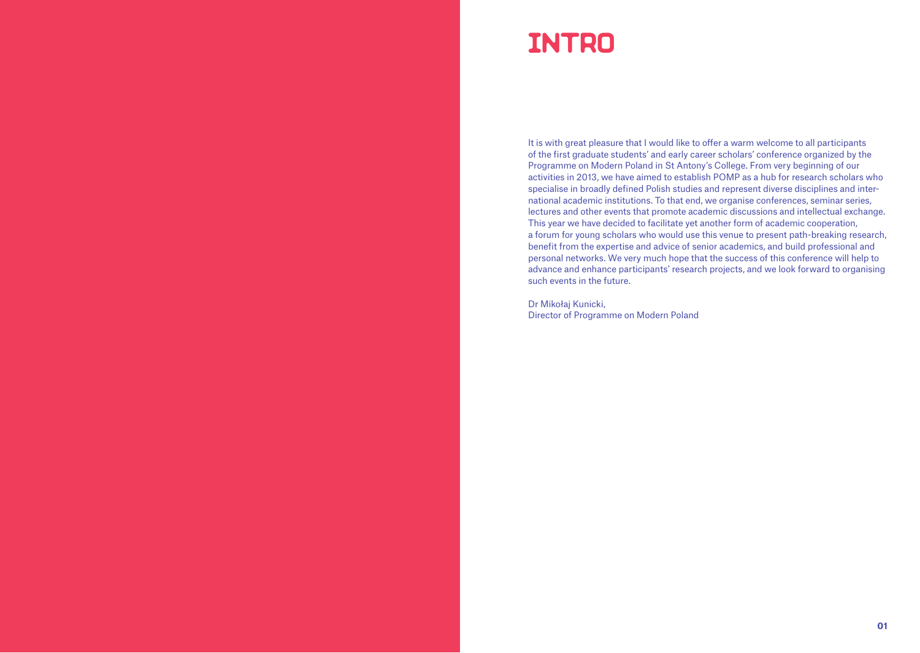# INTRO

It is with great pleasure that I would like to offer a warm welcome to all participants of the first graduate students' and early career scholars' conference organized by the Programme on Modern Poland in St Antony's College. From very beginning of our activities in 2013, we have aimed to establish POMP as a hub for research scholars who specialise in broadly defined Polish studies and represent diverse disciplines and international academic institutions. To that end, we organise conferences, seminar series, lectures and other events that promote academic discussions and intellectual exchange. This year we have decided to facilitate yet another form of academic cooperation, a forum for young scholars who would use this venue to present path-breaking research, benefit from the expertise and advice of senior academics, and build professional and personal networks. We very much hope that the success of this conference will help to advance and enhance participants' research projects, and we look forward to organising such events in the future.

Dr Mikołaj Kunicki,
Director of Programme on Modern Poland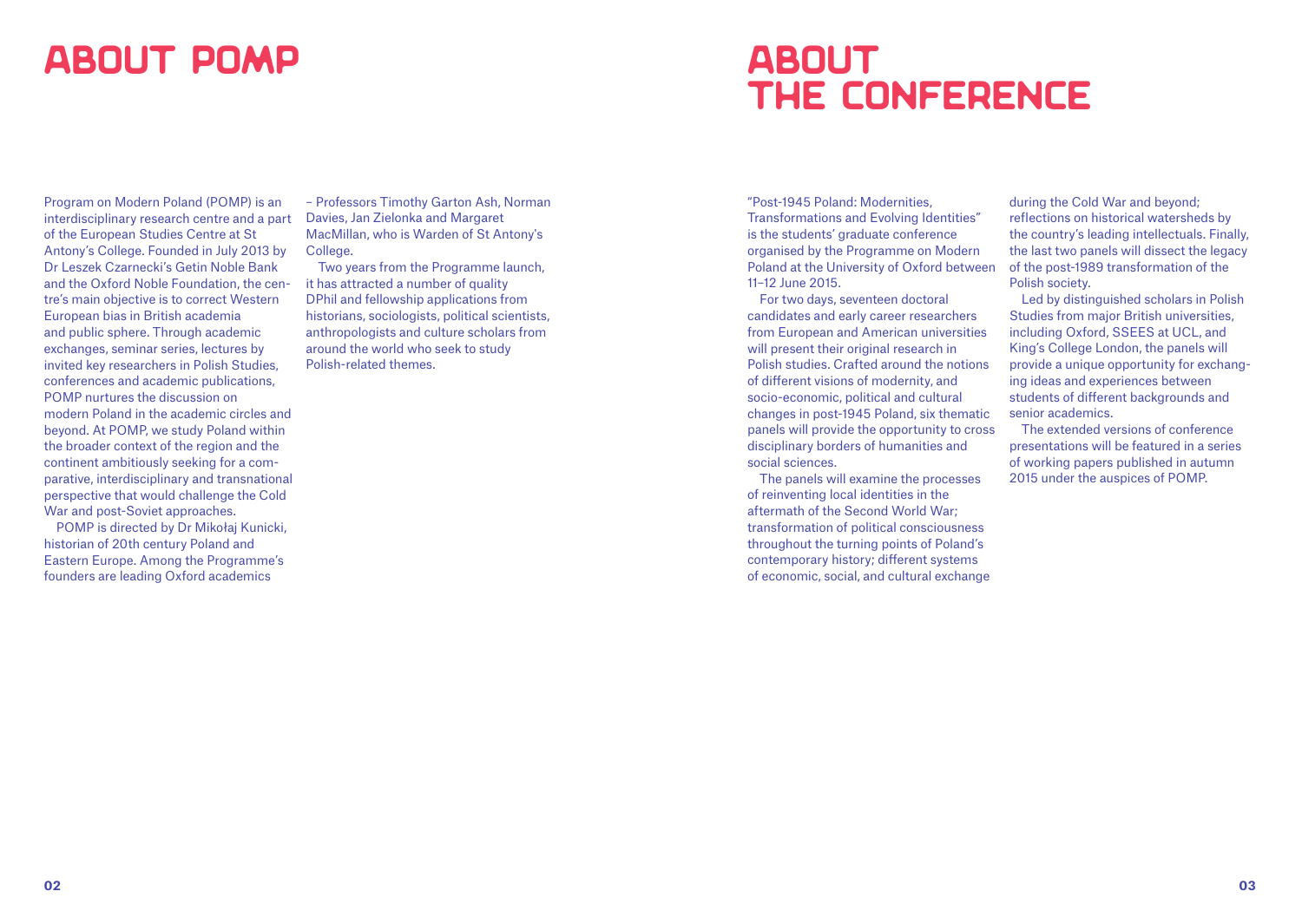# ABOUT POMP

Program on Modern Poland (POMP) is an interdisciplinary research centre and a part of the European Studies Centre at St Antony's College. Founded in July 2013 by Dr Leszek Czarnecki's Getin Noble Bank and the Oxford Noble Foundation, the centre's main objective is to correct Western European bias in British academia and public sphere. Through academic exchanges, seminar series, lectures by invited key researchers in Polish Studies, conferences and academic publications, POMP nurtures the discussion on modern Poland in the academic circles and beyond. At POMP, we study Poland within the broader context of the region and the continent ambitiously seeking for a comparative, interdisciplinary and transnational perspective that would challenge the Cold War and post-Soviet approaches.

POMP is directed by Dr Mikołaj Kunicki, historian of 20th century Poland and Eastern Europe. Among the Programme's founders are leading Oxford academics – Professors Timothy Garton Ash, Norman Davies, Jan Zielonka and Margaret MacMillan, who is Warden of St Antony's College.

Two years from the Programme launch, it has attracted a number of quality DPhil and fellowship applications from historians, sociologists, political scientists, anthropologists and culture scholars from around the world who seek to study Polish-related themes.

# ABOUT THE CONFERENCE

"Post-1945 Poland: Modernities, Transformations and Evolving Identities" is the students' graduate conference organised by the Programme on Modern Poland at the University of Oxford between 11–12 June 2015.

For two days, seventeen doctoral candidates and early career researchers from European and American universities will present their original research in Polish studies. Crafted around the notions of different visions of modernity, and socio-economic, political and cultural changes in post-1945 Poland, six thematic panels will provide the opportunity to cross disciplinary borders of humanities and social sciences.

The panels will examine the processes of reinventing local identities in the aftermath of the Second World War; transformation of political consciousness throughout the turning points of Poland's contemporary history; different systems of economic, social, and cultural exchange during the Cold War and beyond; reflections on historical watersheds by the country's leading intellectuals. Finally, the last two panels will dissect the legacy of the post-1989 transformation of the Polish society.

Led by distinguished scholars in Polish Studies from major British universities, including Oxford, SSEES at UCL, and King's College London, the panels will provide a unique opportunity for exchanging ideas and experiences between students of different backgrounds and senior academics.

The extended versions of conference presentations will be featured in a series of working papers published in autumn 2015 under the auspices of POMP.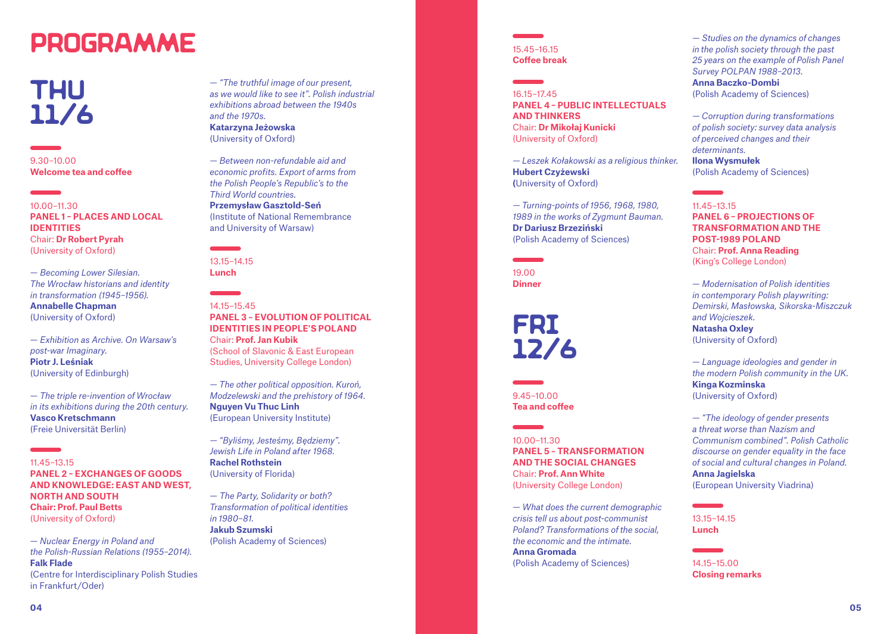# PROGRAMME

## THU 11/6

9.30–10.00
**Welcome tea and coffee**

10.00–11.30
**PANEL 1 – PLACES AND LOCAL IDENTITIES**
Chair: **Dr Robert Pyrah**
(University of Oxford)

— *Becoming Lower Silesian. The Wrocław historians and identity in transformation (1945–1956).*
**Annabelle Chapman**
(University of Oxford)

— *Exhibition as Archive. On Warsaw's post-war Imaginary.*
**Piotr J. Leśniak**
(University of Edinburgh)

— *The triple re-invention of Wrocław in its exhibitions during the 20th century.*
**Vasco Kretschmann**
(Freie Universität Berlin)

11.45–13.15
**PANEL 2 – EXCHANGES OF GOODS AND KNOWLEDGE: EAST AND WEST, NORTH AND SOUTH**
**Chair: Prof. Paul Betts**
(University of Oxford)

— *Nuclear Energy in Poland and the Polish-Russian Relations (1955–2014).*
**Falk Flade**
(Centre for Interdisciplinary Polish Studies in Frankfurt/Oder)

— *"The truthful image of our present, as we would like to see it". Polish industrial exhibitions abroad between the 1940s and the 1970s.*
**Katarzyna Jeżowska**
(University of Oxford)

— *Between non-refundable aid and economic profits. Export of arms from the Polish People's Republic's to the Third World countries.*
**Przemysław Gasztold-Seń**
(Institute of National Remembrance and University of Warsaw)

13.15–14.15
**Lunch**

14.15–15.45
**PANEL 3 – EVOLUTION OF POLITICAL IDENTITIES IN PEOPLE'S POLAND**
Chair: **Prof. Jan Kubik**
(School of Slavonic & East European Studies, University College London)

— *The other political opposition. Kuroń, Modzelewski and the prehistory of 1964.*
**Nguyen Vu Thuc Linh**
(European University Institute)

— *"Byliśmy, Jesteśmy, Będziemy". Jewish Life in Poland after 1968.*
**Rachel Rothstein**
(University of Florida)

— *The Party, Solidarity or both? Transformation of political identities in 1980–81.*
**Jakub Szumski**
(Polish Academy of Sciences)

15.45–16.15
**Coffee break**

16.15–17.45
**PANEL 4 – PUBLIC INTELLECTUALS AND THINKERS**
Chair: **Dr Mikołaj Kunicki**
(University of Oxford)

— *Leszek Kołakowski as a religious thinker.*
**Hubert Czyżewski**
(University of Oxford)

— *Turning-points of 1956, 1968, 1980, 1989 in the works of Zygmunt Bauman.*
**Dr Dariusz Brzeziński**
(Polish Academy of Sciences)

19.00
**Dinner**

## FRI 12/6

9.45–10.00
**Tea and coffee**

10.00–11.30
**PANEL 5 – TRANSFORMATION AND THE SOCIAL CHANGES**
Chair: **Prof. Ann White**
(University College London)

— *What does the current demographic crisis tell us about post-communist Poland? Transformations of the social, the economic and the intimate.*
**Anna Gromada**
(Polish Academy of Sciences)

— *Studies on the dynamics of changes in the polish society through the past 25 years on the example of Polish Panel Survey POLPAN 1988–2013.*
**Anna Baczko-Dombi**
(Polish Academy of Sciences)

— *Corruption during transformations of polish society: survey data analysis of perceived changes and their determinants.*
**Ilona Wysmułek**
(Polish Academy of Sciences)

11.45–13.15
**PANEL 6 – PROJECTIONS OF TRANSFORMATION AND THE POST-1989 POLAND**
Chair: **Prof. Anna Reading**
(King's College London)

— *Modernisation of Polish identities in contemporary Polish playwriting: Demirski, Masłowska, Sikorska-Miszczuk and Wojcieszek.*
**Natasha Oxley**
(University of Oxford)

— *Language ideologies and gender in the modern Polish community in the UK.*
**Kinga Kozminska**
(University of Oxford)

— *"The ideology of gender presents a threat worse than Nazism and Communism combined". Polish Catholic discourse on gender equality in the face of social and cultural changes in Poland.*
**Anna Jagielska**
(European University Viadrina)

13.15–14.15
**Lunch**

14.15–15.00
**Closing remarks**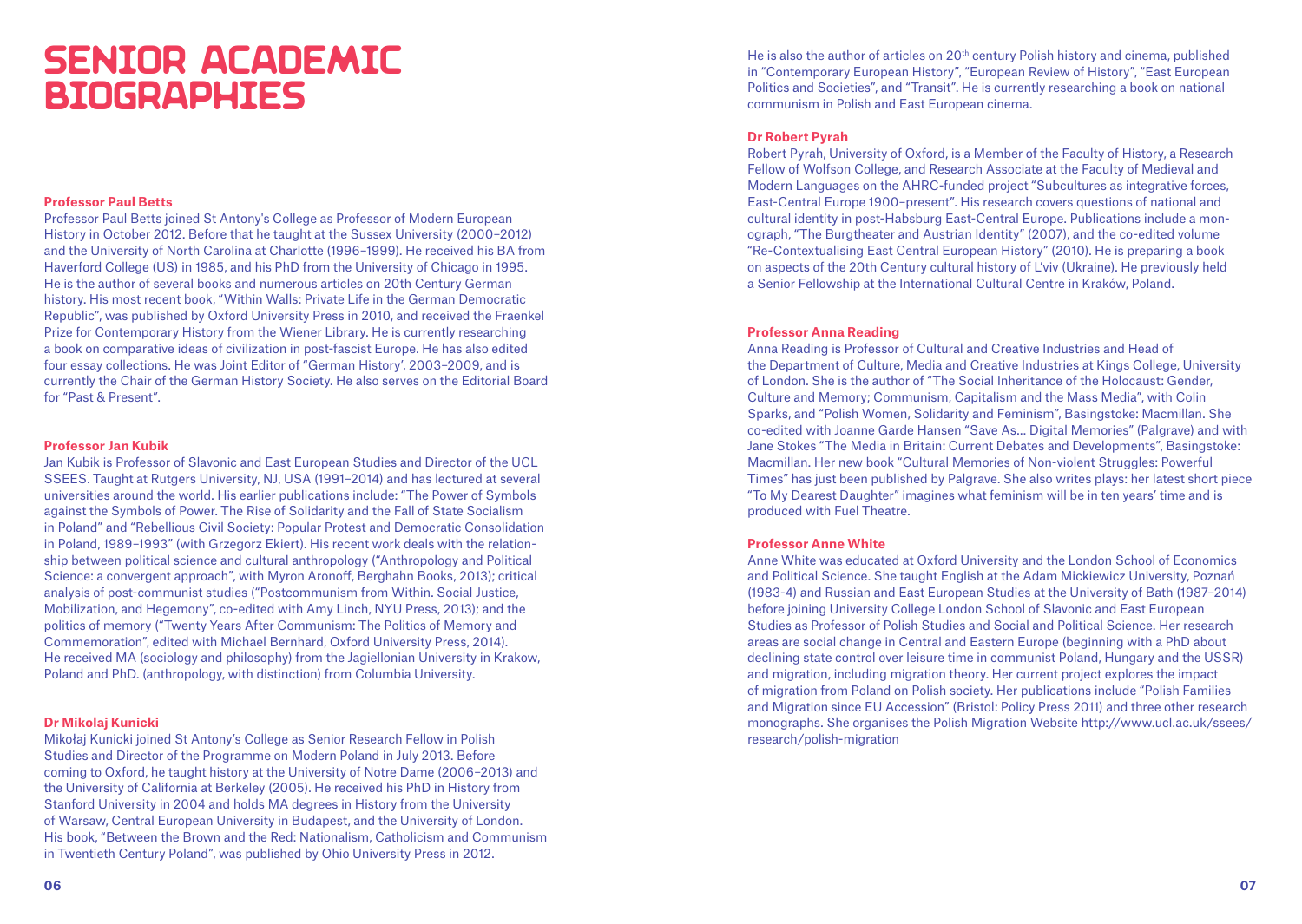# SENIOR ACADEMIC BIOGRAPHIES

**Professor Paul Betts**

Professor Paul Betts joined St Antony's College as Professor of Modern European History in October 2012. Before that he taught at the Sussex University (2000–2012) and the University of North Carolina at Charlotte (1996–1999). He received his BA from Haverford College (US) in 1985, and his PhD from the University of Chicago in 1995. He is the author of several books and numerous articles on 20th Century German history. His most recent book, "Within Walls: Private Life in the German Democratic Republic", was published by Oxford University Press in 2010, and received the Fraenkel Prize for Contemporary History from the Wiener Library. He is currently researching a book on comparative ideas of civilization in post-fascist Europe. He has also edited four essay collections. He was Joint Editor of "German History', 2003–2009, and is currently the Chair of the German History Society. He also serves on the Editorial Board for "Past & Present".

**Professor Jan Kubik**

Jan Kubik is Professor of Slavonic and East European Studies and Director of the UCL SSEES. Taught at Rutgers University, NJ, USA (1991–2014) and has lectured at several universities around the world. His earlier publications include: "The Power of Symbols against the Symbols of Power. The Rise of Solidarity and the Fall of State Socialism in Poland" and "Rebellious Civil Society: Popular Protest and Democratic Consolidation in Poland, 1989–1993" (with Grzegorz Ekiert). His recent work deals with the relationship between political science and cultural anthropology ("Anthropology and Political Science: a convergent approach", with Myron Aronoff, Berghahn Books, 2013); critical analysis of post-communist studies ("Postcommunism from Within. Social Justice, Mobilization, and Hegemony", co-edited with Amy Linch, NYU Press, 2013); and the politics of memory ("Twenty Years After Communism: The Politics of Memory and Commemoration", edited with Michael Bernhard, Oxford University Press, 2014). He received MA (sociology and philosophy) from the Jagiellonian University in Krakow, Poland and PhD. (anthropology, with distinction) from Columbia University.

**Dr Mikolaj Kunicki**

Mikołaj Kunicki joined St Antony's College as Senior Research Fellow in Polish Studies and Director of the Programme on Modern Poland in July 2013. Before coming to Oxford, he taught history at the University of Notre Dame (2006–2013) and the University of California at Berkeley (2005). He received his PhD in History from Stanford University in 2004 and holds MA degrees in History from the University of Warsaw, Central European University in Budapest, and the University of London. His book, "Between the Brown and the Red: Nationalism, Catholicism and Communism in Twentieth Century Poland", was published by Ohio University Press in 2012.

He is also the author of articles on 20th century Polish history and cinema, published in "Contemporary European History", "European Review of History", "East European Politics and Societies", and "Transit". He is currently researching a book on national communism in Polish and East European cinema.

**Dr Robert Pyrah**

Robert Pyrah, University of Oxford, is a Member of the Faculty of History, a Research Fellow of Wolfson College, and Research Associate at the Faculty of Medieval and Modern Languages on the AHRC-funded project "Subcultures as integrative forces, East-Central Europe 1900–present". His research covers questions of national and cultural identity in post-Habsburg East-Central Europe. Publications include a monograph, "The Burgtheater and Austrian Identity" (2007), and the co-edited volume "Re-Contextualising East Central European History" (2010). He is preparing a book on aspects of the 20th Century cultural history of L'viv (Ukraine). He previously held a Senior Fellowship at the International Cultural Centre in Kraków, Poland.

**Professor Anna Reading**

Anna Reading is Professor of Cultural and Creative Industries and Head of the Department of Culture, Media and Creative Industries at Kings College, University of London. She is the author of "The Social Inheritance of the Holocaust: Gender, Culture and Memory; Communism, Capitalism and the Mass Media", with Colin Sparks, and "Polish Women, Solidarity and Feminism", Basingstoke: Macmillan. She co-edited with Joanne Garde Hansen "Save As… Digital Memories" (Palgrave) and with Jane Stokes "The Media in Britain: Current Debates and Developments", Basingstoke: Macmillan. Her new book "Cultural Memories of Non-violent Struggles: Powerful Times" has just been published by Palgrave. She also writes plays: her latest short piece "To My Dearest Daughter" imagines what feminism will be in ten years' time and is produced with Fuel Theatre.

**Professor Anne White**

Anne White was educated at Oxford University and the London School of Economics and Political Science. She taught English at the Adam Mickiewicz University, Poznań (1983-4) and Russian and East European Studies at the University of Bath (1987–2014) before joining University College London School of Slavonic and East European Studies as Professor of Polish Studies and Social and Political Science. Her research areas are social change in Central and Eastern Europe (beginning with a PhD about declining state control over leisure time in communist Poland, Hungary and the USSR) and migration, including migration theory. Her current project explores the impact of migration from Poland on Polish society. Her publications include "Polish Families and Migration since EU Accession" (Bristol: Policy Press 2011) and three other research monographs. She organises the Polish Migration Website http://www.ucl.ac.uk/ssees/research/polish-migration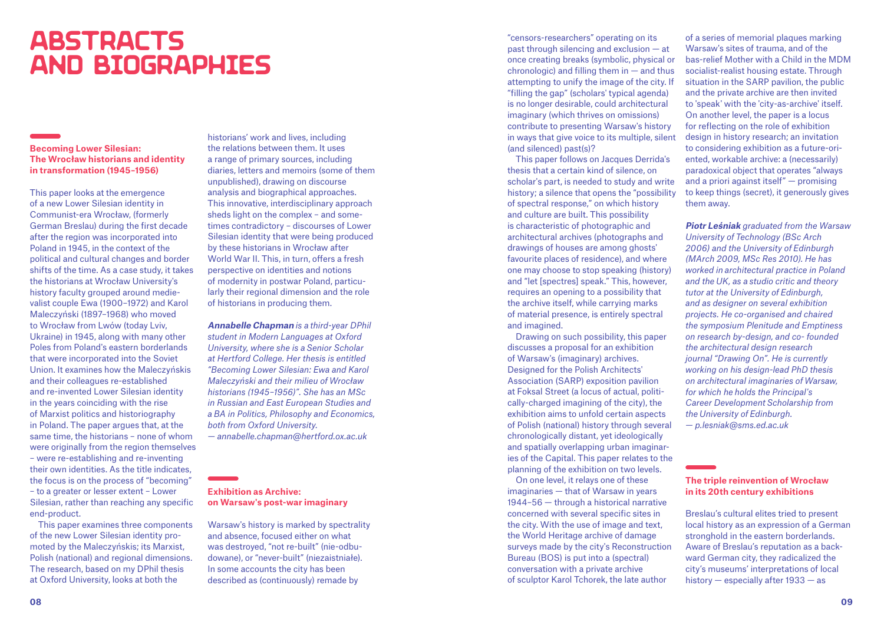# ABSTRACTS AND BIOGRAPHIES

### Becoming Lower Silesian: The Wrocław historians and identity in transformation (1945–1956)

This paper looks at the emergence of a new Lower Silesian identity in Communist-era Wrocław, (formerly German Breslau) during the first decade after the region was incorporated into Poland in 1945, in the context of the political and cultural changes and border shifts of the time. As a case study, it takes the historians at Wrocław University's history faculty grouped around medievalist couple Ewa (1900–1972) and Karol Maleczyński (1897–1968) who moved to Wrocław from Lwów (today Lviv, Ukraine) in 1945, along with many other Poles from Poland's eastern borderlands that were incorporated into the Soviet Union. It examines how the Maleczyńskis and their colleagues re-established and re-invented Lower Silesian identity in the years coinciding with the rise of Marxist politics and historiography in Poland. The paper argues that, at the same time, the historians – none of whom were originally from the region themselves – were re-establishing and re-inventing their own identities. As the title indicates, the focus is on the process of "becoming" – to a greater or lesser extent – Lower Silesian, rather than reaching any specific end-product.

This paper examines three components of the new Lower Silesian identity promoted by the Maleczyńskis; its Marxist, Polish (national) and regional dimensions. The research, based on my DPhil thesis at Oxford University, looks at both the historians' work and lives, including the relations between them. It uses a range of primary sources, including diaries, letters and memoirs (some of them unpublished), drawing on discourse analysis and biographical approaches. This innovative, interdisciplinary approach sheds light on the complex – and sometimes contradictory – discourses of Lower Silesian identity that were being produced by these historians in Wrocław after World War II. This, in turn, offers a fresh perspective on identities and notions of modernity in postwar Poland, particularly their regional dimension and the role of historians in producing them.

***Annabelle Chapman** is a third-year DPhil student in Modern Languages at Oxford University, where she is a Senior Scholar at Hertford College. Her thesis is entitled "Becoming Lower Silesian: Ewa and Karol Maleczyński and their milieu of Wrocław historians (1945–1956)". She has an MSc in Russian and East European Studies and a BA in Politics, Philosophy and Economics, both from Oxford University.*
*— annabelle.chapman@hertford.ox.ac.uk*

### Exhibition as Archive: on Warsaw's post-war imaginary

Warsaw's history is marked by spectrality and absence, focused either on what was destroyed, "not re-built" (nie-odbudowane), or "never-built" (niezaistniałe). In some accounts the city has been described as (continuously) remade by "censors-researchers" operating on its past through silencing and exclusion — at once creating breaks (symbolic, physical or chronologic) and filling them in — and thus attempting to unify the image of the city. If "filling the gap" (scholars' typical agenda) is no longer desirable, could architectural imaginary (which thrives on omissions) contribute to presenting Warsaw's history in ways that give voice to its multiple, silent (and silenced) past(s)?

This paper follows on Jacques Derrida's thesis that a certain kind of silence, on scholar's part, is needed to study and write history; a silence that opens the "possibility of spectral response," on which history and culture are built. This possibility is characteristic of photographic and architectural archives (photographs and drawings of houses are among ghosts' favourite places of residence), and where one may choose to stop speaking (history) and "let [spectres] speak." This, however, requires an opening to a possibility that the archive itself, while carrying marks of material presence, is entirely spectral and imagined.

Drawing on such possibility, this paper discusses a proposal for an exhibition of Warsaw's (imaginary) archives. Designed for the Polish Architects' Association (SARP) exposition pavilion at Foksal Street (a locus of actual, politically-charged imagining of the city), the exhibition aims to unfold certain aspects of Polish (national) history through several chronologically distant, yet ideologically and spatially overlapping urban imaginaries of the Capital. This paper relates to the planning of the exhibition on two levels.

On one level, it relays one of these imaginaries — that of Warsaw in years 1944–56 — through a historical narrative concerned with several specific sites in the city. With the use of image and text, the World Heritage archive of damage surveys made by the city's Reconstruction Bureau (BOS) is put into a (spectral) conversation with a private archive of sculptor Karol Tchorek, the late author of a series of memorial plaques marking Warsaw's sites of trauma, and of the bas-relief Mother with a Child in the MDM socialist-realist housing estate. Through situation in the SARP pavilion, the public and the private archive are then invited to 'speak' with the 'city-as-archive' itself. On another level, the paper is a locus for reflecting on the role of exhibition design in history research; an invitation to considering exhibition as a future-oriented, workable archive: a (necessarily) paradoxical object that operates "always and a priori against itself" — promising to keep things (secret), it generously gives them away.

***Piotr Leśniak** graduated from the Warsaw University of Technology (BSc Arch 2006) and the University of Edinburgh (MArch 2009, MSc Res 2010). He has worked in architectural practice in Poland and the UK, as a studio critic and theory tutor at the University of Edinburgh, and as designer on several exhibition projects. He co-organised and chaired the symposium Plenitude and Emptiness on research by-design, and co- founded the architectural design research journal "Drawing On". He is currently working on his design-lead PhD thesis on architectural imaginaries of Warsaw, for which he holds the Principal's Career Development Scholarship from the University of Edinburgh.*
*— p.lesniak@sms.ed.ac.uk*

### The triple reinvention of Wrocław in its 20th century exhibitions

Breslau's cultural elites tried to present local history as an expression of a German stronghold in the eastern borderlands. Aware of Breslau's reputation as a backward German city, they radicalized the city's museums' interpretations of local history — especially after 1933 — as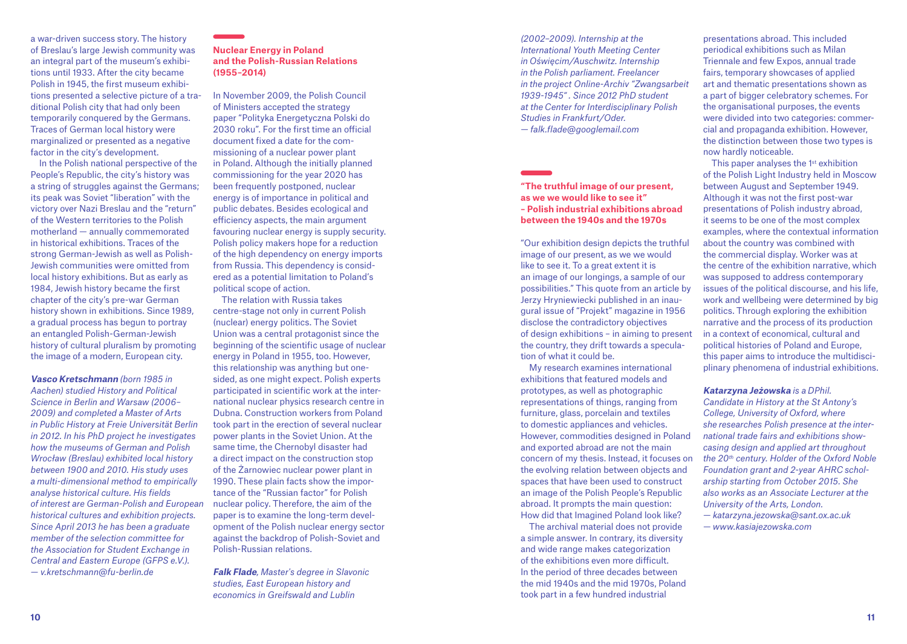a war-driven success story. The history of Breslau's large Jewish community was an integral part of the museum's exhibitions until 1933. After the city became Polish in 1945, the first museum exhibitions presented a selective picture of a traditional Polish city that had only been temporarily conquered by the Germans. Traces of German local history were marginalized or presented as a negative factor in the city's development.

In the Polish national perspective of the People's Republic, the city's history was a string of struggles against the Germans; its peak was Soviet "liberation" with the victory over Nazi Breslau and the "return" of the Western territories to the Polish motherland — annually commemorated in historical exhibitions. Traces of the strong German-Jewish as well as Polish-Jewish communities were omitted from local history exhibitions. But as early as 1984, Jewish history became the first chapter of the city's pre-war German history shown in exhibitions. Since 1989, a gradual process has begun to portray an entangled Polish-German-Jewish history of cultural pluralism by promoting the image of a modern, European city.

***Vasco Kretschmann*** *(born 1985 in Aachen) studied History and Political Science in Berlin and Warsaw (2006–2009) and completed a Master of Arts in Public History at Freie Universität Berlin in 2012. In his PhD project he investigates how the museums of German and Polish Wrocław (Breslau) exhibited local history between 1900 and 2010. His study uses a multi-dimensional method to empirically analyse historical culture. His fields of interest are German-Polish and European historical cultures and exhibition projects. Since April 2013 he has been a graduate member of the selection committee for the Association for Student Exchange in Central and Eastern Europe (GFPS e.V.).*
*— v.kretschmann@fu-berlin.de*

### Nuclear Energy in Poland and the Polish-Russian Relations (1955–2014)

In November 2009, the Polish Council of Ministers accepted the strategy paper "Polityka Energetyczna Polski do 2030 roku". For the first time an official document fixed a date for the commissioning of a nuclear power plant in Poland. Although the initially planned commissioning for the year 2020 has been frequently postponed, nuclear energy is of importance in political and public debates. Besides ecological and efficiency aspects, the main argument favouring nuclear energy is supply security. Polish policy makers hope for a reduction of the high dependency on energy imports from Russia. This dependency is considered as a potential limitation to Poland's political scope of action.

The relation with Russia takes centre-stage not only in current Polish (nuclear) energy politics. The Soviet Union was a central protagonist since the beginning of the scientific usage of nuclear energy in Poland in 1955, too. However, this relationship was anything but one-sided, as one might expect. Polish experts participated in scientific work at the international nuclear physics research centre in Dubna. Construction workers from Poland took part in the erection of several nuclear power plants in the Soviet Union. At the same time, the Chernobyl disaster had a direct impact on the construction stop of the Żarnowiec nuclear power plant in 1990. These plain facts show the importance of the "Russian factor" for Polish nuclear policy. Therefore, the aim of the paper is to examine the long-term development of the Polish nuclear energy sector against the backdrop of Polish-Soviet and Polish-Russian relations.

***Falk Flade****, Master's degree in Slavonic studies, East European history and economics in Greifswald and Lublin (2002–2009). Internship at the International Youth Meeting Center in Oświęcim/Auschwitz. Internship in the Polish parliament. Freelancer in the project Online-Archiv "Zwangsarbeit 1939-1945". Since 2012 PhD student at the Center for Interdisciplinary Polish Studies in Frankfurt/Oder.*
*— falk.flade@googlemail.com*

### "The truthful image of our present, as we we would like to see it" – Polish industrial exhibitions abroad between the 1940s and the 1970s

"Our exhibition design depicts the truthful image of our present, as we we would like to see it. To a great extent it is an image of our longings, a sample of our possibilities." This quote from an article by Jerzy Hryniewiecki published in an inaugural issue of "Projekt" magazine in 1956 disclose the contradictory objectives of design exhibitions – in aiming to present the country, they drift towards a speculation of what it could be.

My research examines international exhibitions that featured models and prototypes, as well as photographic representations of things, ranging from furniture, glass, porcelain and textiles to domestic appliances and vehicles. However, commodities designed in Poland and exported abroad are not the main concern of my thesis. Instead, it focuses on the evolving relation between objects and spaces that have been used to construct an image of the Polish People's Republic abroad. It prompts the main question: How did that Imagined Poland look like?

The archival material does not provide a simple answer. In contrary, its diversity and wide range makes categorization of the exhibitions even more difficult. In the period of three decades between the mid 1940s and the mid 1970s, Poland took part in a few hundred industrial presentations abroad. This included periodical exhibitions such as Milan Triennale and few Expos, annual trade fairs, temporary showcases of applied art and thematic presentations shown as a part of bigger celebratory schemes. For the organisational purposes, the events were divided into two categories: commercial and propaganda exhibition. However, the distinction between those two types is now hardly noticeable.

This paper analyses the 1st exhibition of the Polish Light Industry held in Moscow between August and September 1949. Although it was not the first post-war presentations of Polish industry abroad, it seems to be one of the most complex examples, where the contextual information about the country was combined with the commercial display. Worker was at the centre of the exhibition narrative, which was supposed to address contemporary issues of the political discourse, and his life, work and wellbeing were determined by big politics. Through exploring the exhibition narrative and the process of its production in a context of economical, cultural and political histories of Poland and Europe, this paper aims to introduce the multidisciplinary phenomena of industrial exhibitions.

***Katarzyna Jeżowska*** *is a DPhil. Candidate in History at the St Antony's College, University of Oxford, where she researches Polish presence at the international trade fairs and exhibitions showcasing design and applied art throughout the 20th century. Holder of the Oxford Noble Foundation grant and 2-year AHRC scholarship starting from October 2015. She also works as an Associate Lecturer at the University of the Arts, London.*
*— katarzyna.jezowska@sant.ox.ac.uk*
*— www.kasiajezowska.com*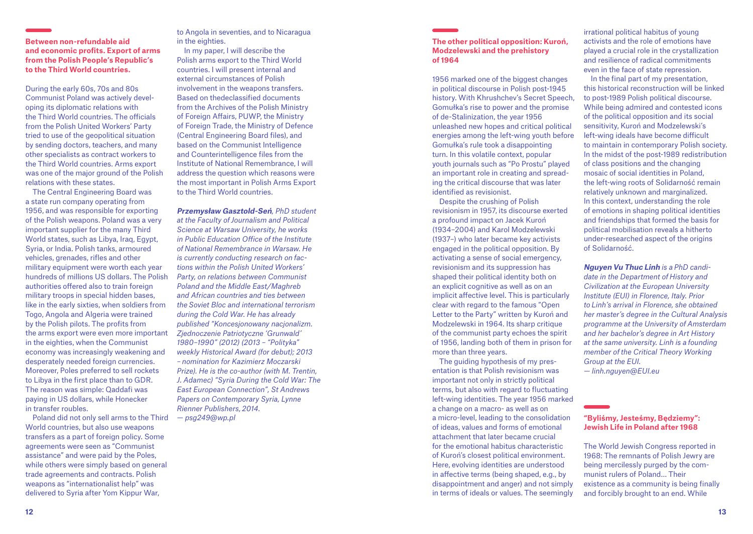## Between non-refundable aid and economic profits. Export of arms from the Polish People's Republic's to the Third World countries.

During the early 60s, 70s and 80s Communist Poland was actively developing its diplomatic relations with the Third World countries. The officials from the Polish United Workers' Party tried to use of the geopolitical situation by sending doctors, teachers, and many other specialists as contract workers to the Third World countries. Arms export was one of the major ground of the Polish relations with these states.

The Central Engineering Board was a state run company operating from 1956, and was responsible for exporting of the Polish weapons. Poland was a very important supplier for the many Third World states, such as Libya, Iraq, Egypt, Syria, or India. Polish tanks, armoured vehicles, grenades, rifles and other military equipment were worth each year hundreds of millions US dollars. The Polish authorities offered also to train foreign military troops in special hidden bases, like in the early sixties, when soldiers from Togo, Angola and Algeria were trained by the Polish pilots. The profits from the arms export were even more important in the eighties, when the Communist economy was increasingly weakening and desperately needed foreign currencies. Moreover, Poles preferred to sell rockets to Libya in the first place than to GDR. The reason was simple: Qaddafi was paying in US dollars, while Honecker in transfer roubles.

Poland did not only sell arms to the Third World countries, but also use weapons transfers as a part of foreign policy. Some agreements were seen as "Communist assistance" and were paid by the Poles, while others were simply based on general trade agreements and contracts. Polish weapons as "internationalist help" was delivered to Syria after Yom Kippur War, to Angola in seventies, and to Nicaragua in the eighties.

In my paper, I will describe the Polish arms export to the Third World countries. I will present internal and external circumstances of Polish involvement in the weapons transfers. Based on thedeclassified documents from the Archives of the Polish Ministry of Foreign Affairs, PUWP, the Ministry of Foreign Trade, the Ministry of Defence (Central Engineering Board files), and based on the Communist Intelligence and Counterintelligence files from the Institute of National Remembrance, I will address the question which reasons were the most important in Polish Arms Export to the Third World countries.

***Przemysław Gasztold-Seń**, PhD student at the Faculty of Journalism and Political Science at Warsaw University, he works in Public Education Office of the Institute of National Remembrance in Warsaw. He is currently conducting research on factions within the Polish United Workers' Party, on relations between Communist Poland and the Middle East/Maghreb and African countries and ties between the Soviet Bloc and international terrorism during the Cold War. He has already published "Koncesjonowany nacjonalizm. Zjednoczenie Patriotyczne 'Grunwald' 1980–1990" (2012) (2013 – "Polityka" weekly Historical Award (for debut); 2013 – nomination for Kazimierz Moczarski Prize). He is the co-author (with M. Trentin, J. Adamec) "Syria During the Cold War: The East European Connection", St Andrews Papers on Contemporary Syria, Lynne Rienner Publishers, 2014.*
*— psg249@wp.pl*

## The other political opposition: Kuroń, Modzelewski and the prehistory of 1964

1956 marked one of the biggest changes in political discourse in Polish post-1945 history. With Khrushchev's Secret Speech, Gomułka's rise to power and the promise of de-Stalinization, the year 1956 unleashed new hopes and critical political energies among the left-wing youth before Gomułka's rule took a disappointing turn. In this volatile context, popular youth journals such as "Po Prostu" played an important role in creating and spreading the critical discourse that was later identified as revisionist.

Despite the crushing of Polish revisionism in 1957, its discourse exerted a profound impact on Jacek Kuroń (1934–2004) and Karol Modzelewski (1937–) who later became key activists engaged in the political opposition. By activating a sense of social emergency, revisionism and its suppression has shaped their political identity both on an explicit cognitive as well as on an implicit affective level. This is particularly clear with regard to the famous "Open Letter to the Party" written by Kuroń and Modzelewski in 1964. Its sharp critique of the communist party echoes the spirit of 1956, landing both of them in prison for more than three years.

The guiding hypothesis of my presentation is that Polish revisionism was important not only in strictly political terms, but also with regard to fluctuating left-wing identities. The year 1956 marked a change on a macro- as well as on a micro-level, leading to the consolidation of ideas, values and forms of emotional attachment that later became crucial for the emotional habitus characteristic of Kuroń's closest political environment. Here, evolving identities are understood in affective terms (being shaped, e.g., by disappointment and anger) and not simply in terms of ideals or values. The seemingly irrational political habitus of young activists and the role of emotions have played a crucial role in the crystallization and resilience of radical commitments even in the face of state repression.

In the final part of my presentation, this historical reconstruction will be linked to post-1989 Polish political discourse. While being admired and contested icons of the political opposition and its social sensitivity, Kuroń and Modzelewski's left-wing ideals have become difficult to maintain in contemporary Polish society. In the midst of the post-1989 redistribution of class positions and the changing mosaic of social identities in Poland, the left-wing roots of Solidarność remain relatively unknown and marginalized. In this context, understanding the role of emotions in shaping political identities and friendships that formed the basis for political mobilisation reveals a hitherto under-researched aspect of the origins of Solidarność.

***Nguyen Vu Thuc Linh** is a PhD candidate in the Department of History and Civilization at the European University Institute (EUI) in Florence, Italy. Prior to Linh's arrival in Florence, she obtained her master's degree in the Cultural Analysis programme at the University of Amsterdam and her bachelor's degree in Art History at the same university. Linh is a founding member of the Critical Theory Working Group at the EUI.*
*— linh.nguyen@EUI.eu*

## "Byliśmy, Jesteśmy, Będziemy": Jewish Life in Poland after 1968

The World Jewish Congress reported in 1968: The remnants of Polish Jewry are being mercilessly purged by the communist rulers of Poland… Their existence as a community is being finally and forcibly brought to an end. While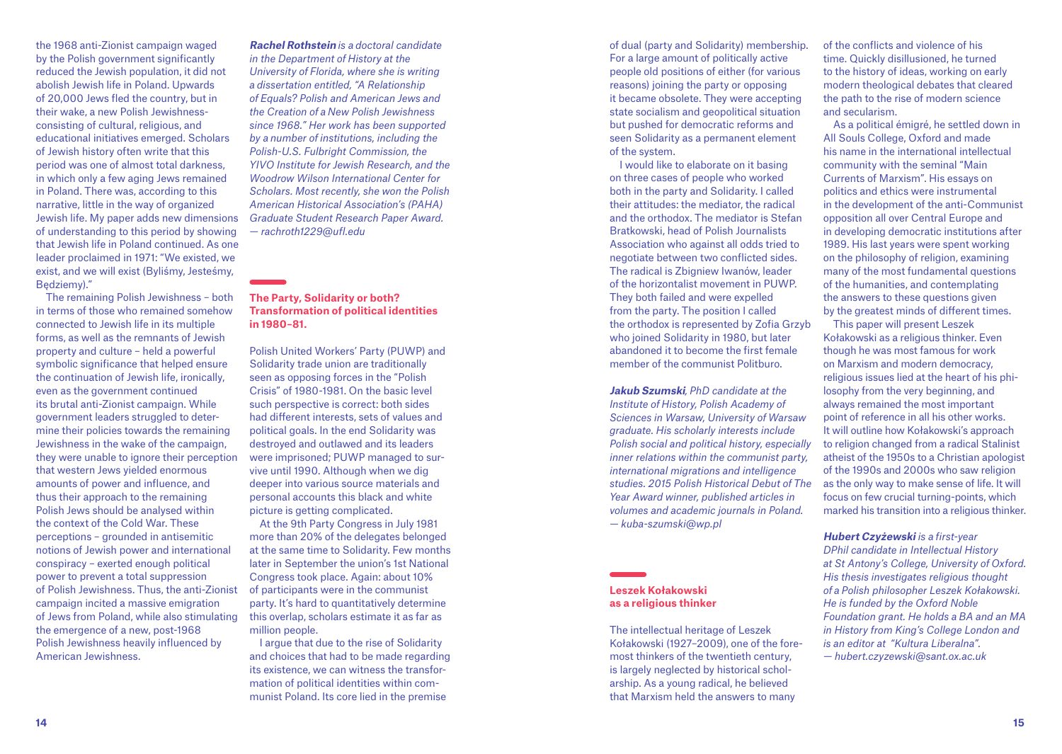the 1968 anti-Zionist campaign waged by the Polish government significantly reduced the Jewish population, it did not abolish Jewish life in Poland. Upwards of 20,000 Jews fled the country, but in their wake, a new Polish Jewishness-consisting of cultural, religious, and educational initiatives emerged. Scholars of Jewish history often write that this period was one of almost total darkness, in which only a few aging Jews remained in Poland. There was, according to this narrative, little in the way of organized Jewish life. My paper adds new dimensions of understanding to this period by showing that Jewish life in Poland continued. As one leader proclaimed in 1971: "We existed, we exist, and we will exist (Byliśmy, Jesteśmy, Będziemy)."

The remaining Polish Jewishness – both in terms of those who remained somehow connected to Jewish life in its multiple forms, as well as the remnants of Jewish property and culture – held a powerful symbolic significance that helped ensure the continuation of Jewish life, ironically, even as the government continued its brutal anti-Zionist campaign. While government leaders struggled to determine their policies towards the remaining Jewishness in the wake of the campaign, they were unable to ignore their perception that western Jews yielded enormous amounts of power and influence, and thus their approach to the remaining Polish Jews should be analysed within the context of the Cold War. These perceptions – grounded in antisemitic notions of Jewish power and international conspiracy – exerted enough political power to prevent a total suppression of Polish Jewishness. Thus, the anti-Zionist campaign incited a massive emigration of Jews from Poland, while also stimulating the emergence of a new, post-1968 Polish Jewishness heavily influenced by American Jewishness.

***Rachel Rothstein*** *is a doctoral candidate in the Department of History at the University of Florida, where she is writing a dissertation entitled, "A Relationship of Equals? Polish and American Jews and the Creation of a New Polish Jewishness since 1968." Her work has been supported by a number of institutions, including the Polish-U.S. Fulbright Commission, the YIVO Institute for Jewish Research, and the Woodrow Wilson International Center for Scholars. Most recently, she won the Polish American Historical Association's (PAHA) Graduate Student Research Paper Award. — rachroth1229@ufl.edu*

## The Party, Solidarity or both? Transformation of political identities in 1980–81.

Polish United Workers' Party (PUWP) and Solidarity trade union are traditionally seen as opposing forces in the "Polish Crisis" of 1980-1981. On the basic level such perspective is correct: both sides had different interests, sets of values and political goals. In the end Solidarity was destroyed and outlawed and its leaders were imprisoned; PUWP managed to survive until 1990. Although when we dig deeper into various source materials and personal accounts this black and white picture is getting complicated.

At the 9th Party Congress in July 1981 more than 20% of the delegates belonged at the same time to Solidarity. Few months later in September the union's 1st National Congress took place. Again: about 10% of participants were in the communist party. It's hard to quantitatively determine this overlap, scholars estimate it as far as million people.

I argue that due to the rise of Solidarity and choices that had to be made regarding its existence, we can witness the transformation of political identities within communist Poland. Its core lied in the premise of dual (party and Solidarity) membership. For a large amount of politically active people old positions of either (for various reasons) joining the party or opposing it became obsolete. They were accepting state socialism and geopolitical situation but pushed for democratic reforms and seen Solidarity as a permanent element of the system.

I would like to elaborate on it basing on three cases of people who worked both in the party and Solidarity. I called their attitudes: the mediator, the radical and the orthodox. The mediator is Stefan Bratkowski, head of Polish Journalists Association who against all odds tried to negotiate between two conflicted sides. The radical is Zbigniew Iwanów, leader of the horizontalist movement in PUWP. They both failed and were expelled from the party. The position I called the orthodox is represented by Zofia Grzyb who joined Solidarity in 1980, but later abandoned it to become the first female member of the communist Politburo.

***Jakub Szumski****, PhD candidate at the Institute of History, Polish Academy of Sciences in Warsaw, University of Warsaw graduate. His scholarly interests include Polish social and political history, especially inner relations within the communist party, international migrations and intelligence studies. 2015 Polish Historical Debut of The Year Award winner, published articles in volumes and academic journals in Poland. — kuba-szumski@wp.pl*

## Leszek Kołakowski as a religious thinker

The intellectual heritage of Leszek Kołakowski (1927–2009), one of the foremost thinkers of the twentieth century, is largely neglected by historical scholarship. As a young radical, he believed that Marxism held the answers to many of the conflicts and violence of his time. Quickly disillusioned, he turned to the history of ideas, working on early modern theological debates that cleared the path to the rise of modern science and secularism.

As a political émigré, he settled down in All Souls College, Oxford and made his name in the international intellectual community with the seminal "Main Currents of Marxism". His essays on politics and ethics were instrumental in the development of the anti-Communist opposition all over Central Europe and in developing democratic institutions after 1989. His last years were spent working on the philosophy of religion, examining many of the most fundamental questions of the humanities, and contemplating the answers to these questions given by the greatest minds of different times.

This paper will present Leszek Kołakowski as a religious thinker. Even though he was most famous for work on Marxism and modern democracy, religious issues lied at the heart of his philosophy from the very beginning, and always remained the most important point of reference in all his other works. It will outline how Kołakowski's approach to religion changed from a radical Stalinist atheist of the 1950s to a Christian apologist of the 1990s and 2000s who saw religion as the only way to make sense of life. It will focus on few crucial turning-points, which marked his transition into a religious thinker.

***Hubert Czyżewski*** *is a first-year DPhil candidate in Intellectual History at St Antony's College, University of Oxford. His thesis investigates religious thought of a Polish philosopher Leszek Kołakowski. He is funded by the Oxford Noble Foundation grant. He holds a BA and an MA in History from King's College London and is an editor at "Kultura Liberalna". — hubert.czyzewski@sant.ox.ac.uk*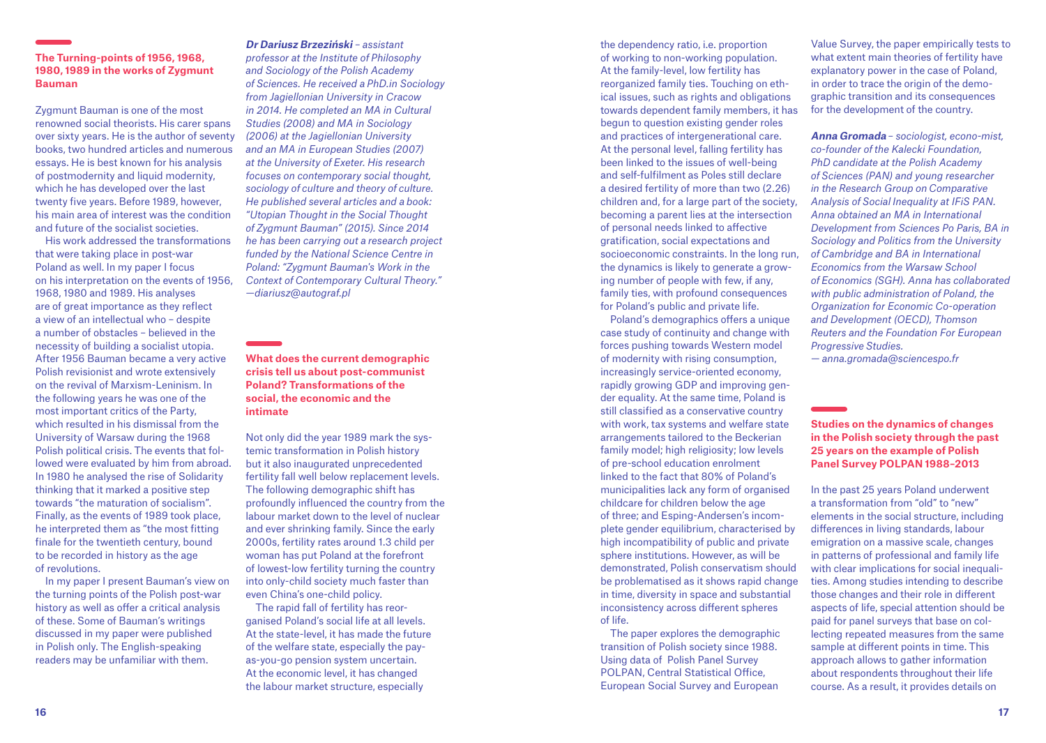### The Turning-points of 1956, 1968, 1980, 1989 in the works of Zygmunt Bauman

Zygmunt Bauman is one of the most renowned social theorists. His carer spans over sixty years. He is the author of seventy books, two hundred articles and numerous essays. He is best known for his analysis of postmodernity and liquid modernity, which he has developed over the last twenty five years. Before 1989, however, his main area of interest was the condition and future of the socialist societies.

His work addressed the transformations that were taking place in post-war Poland as well. In my paper I focus on his interpretation on the events of 1956, 1968, 1980 and 1989. His analyses are of great importance as they reflect a view of an intellectual who – despite a number of obstacles – believed in the necessity of building a socialist utopia. After 1956 Bauman became a very active Polish revisionist and wrote extensively on the revival of Marxism-Leninism. In the following years he was one of the most important critics of the Party, which resulted in his dismissal from the University of Warsaw during the 1968 Polish political crisis. The events that followed were evaluated by him from abroad. In 1980 he analysed the rise of Solidarity thinking that it marked a positive step towards "the maturation of socialism". Finally, as the events of 1989 took place, he interpreted them as "the most fitting finale for the twentieth century, bound to be recorded in history as the age of revolutions.

In my paper I present Bauman's view on the turning points of the Polish post-war history as well as offer a critical analysis of these. Some of Bauman's writings discussed in my paper were published in Polish only. The English-speaking readers may be unfamiliar with them.

***Dr Dariusz Brzeziński*** *– assistant professor at the Institute of Philosophy and Sociology of the Polish Academy of Sciences. He received a PhD.in Sociology from Jagiellonian University in Cracow in 2014. He completed an MA in Cultural Studies (2008) and MA in Sociology (2006) at the Jagiellonian University and an MA in European Studies (2007) at the University of Exeter. His research focuses on contemporary social thought, sociology of culture and theory of culture. He published several articles and a book: "Utopian Thought in the Social Thought of Zygmunt Bauman" (2015). Since 2014 he has been carrying out a research project funded by the National Science Centre in Poland: "Zygmunt Bauman's Work in the Context of Contemporary Cultural Theory." —diariusz@autograf.pl*

### What does the current demographic crisis tell us about post-communist Poland? Transformations of the social, the economic and the intimate

Not only did the year 1989 mark the systemic transformation in Polish history but it also inaugurated unprecedented fertility fall well below replacement levels. The following demographic shift has profoundly influenced the country from the labour market down to the level of nuclear and ever shrinking family. Since the early 2000s, fertility rates around 1.3 child per woman has put Poland at the forefront of lowest-low fertility turning the country into only-child society much faster than even China's one-child policy.

The rapid fall of fertility has reorganised Poland's social life at all levels. At the state-level, it has made the future of the welfare state, especially the pay-as-you-go pension system uncertain. At the economic level, it has changed the labour market structure, especially the dependency ratio, i.e. proportion of working to non-working population. At the family-level, low fertility has reorganized family ties. Touching on ethical issues, such as rights and obligations towards dependent family members, it has begun to question existing gender roles and practices of intergenerational care. At the personal level, falling fertility has been linked to the issues of well-being and self-fulfilment as Poles still declare a desired fertility of more than two (2.26) children and, for a large part of the society, becoming a parent lies at the intersection of personal needs linked to affective gratification, social expectations and socioeconomic constraints. In the long run, the dynamics is likely to generate a growing number of people with few, if any, family ties, with profound consequences for Poland's public and private life.

Poland's demographics offers a unique case study of continuity and change with forces pushing towards Western model of modernity with rising consumption, increasingly service-oriented economy, rapidly growing GDP and improving gender equality. At the same time, Poland is still classified as a conservative country with work, tax systems and welfare state arrangements tailored to the Beckerian family model; high religiosity; low levels of pre-school education enrolment linked to the fact that 80% of Poland's municipalities lack any form of organised childcare for children below the age of three; and Esping-Andersen's incomplete gender equilibrium, characterised by high incompatibility of public and private sphere institutions. However, as will be demonstrated, Polish conservatism should be problematised as it shows rapid change in time, diversity in space and substantial inconsistency across different spheres of life.

The paper explores the demographic transition of Polish society since 1988. Using data of Polish Panel Survey POLPAN, Central Statistical Office, European Social Survey and European Value Survey, the paper empirically tests to what extent main theories of fertility have explanatory power in the case of Poland, in order to trace the origin of the demographic transition and its consequences for the development of the country.

***Anna Gromada*** *– sociologist, econo-mist, co-founder of the Kalecki Foundation, PhD candidate at the Polish Academy of Sciences (PAN) and young researcher in the Research Group on Comparative Analysis of Social Inequality at IFiS PAN. Anna obtained an MA in International Development from Sciences Po Paris, BA in Sociology and Politics from the University of Cambridge and BA in International Economics from the Warsaw School of Economics (SGH). Anna has collaborated with public administration of Poland, the Organization for Economic Co-operation and Development (OECD), Thomson Reuters and the Foundation For European Progressive Studies.*
*— anna.gromada@sciencespo.fr*

### Studies on the dynamics of changes in the Polish society through the past 25 years on the example of Polish Panel Survey POLPAN 1988–2013

In the past 25 years Poland underwent a transformation from "old" to "new" elements in the social structure, including differences in living standards, labour emigration on a massive scale, changes in patterns of professional and family life with clear implications for social inequalities. Among studies intending to describe those changes and their role in different aspects of life, special attention should be paid for panel surveys that base on collecting repeated measures from the same sample at different points in time. This approach allows to gather information about respondents throughout their life course. As a result, it provides details on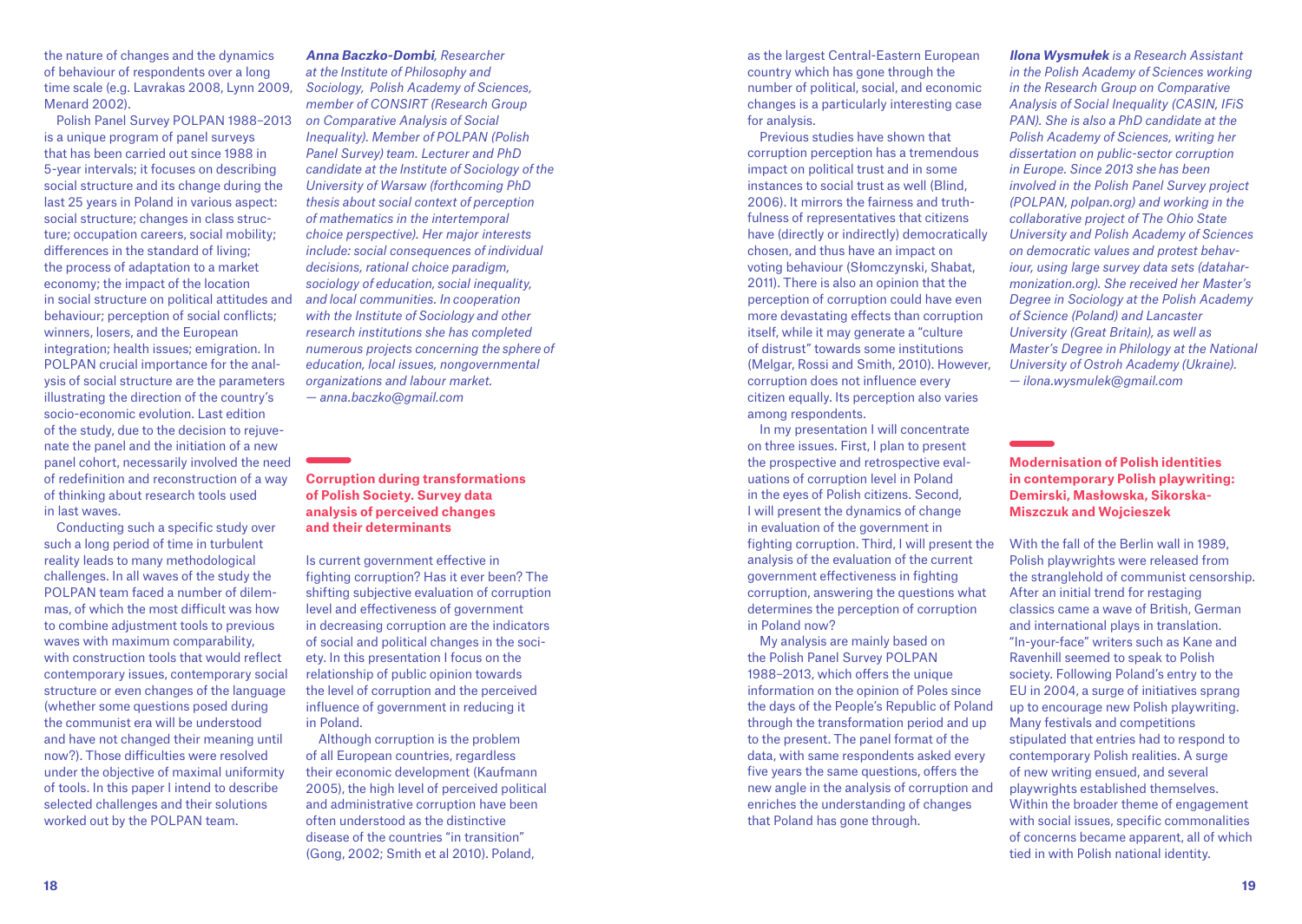the nature of changes and the dynamics of behaviour of respondents over a long time scale (e.g. Lavrakas 2008, Lynn 2009, Menard 2002).

Polish Panel Survey POLPAN 1988–2013 is a unique program of panel surveys that has been carried out since 1988 in 5-year intervals; it focuses on describing social structure and its change during the last 25 years in Poland in various aspect: social structure; changes in class structure; occupation careers, social mobility; differences in the standard of living; the process of adaptation to a market economy; the impact of the location in social structure on political attitudes and behaviour; perception of social conflicts; winners, losers, and the European integration; health issues; emigration. In POLPAN crucial importance for the analysis of social structure are the parameters illustrating the direction of the country's socio-economic evolution. Last edition of the study, due to the decision to rejuvenate the panel and the initiation of a new panel cohort, necessarily involved the need of redefinition and reconstruction of a way of thinking about research tools used in last waves.

Conducting such a specific study over such a long period of time in turbulent reality leads to many methodological challenges. In all waves of the study the POLPAN team faced a number of dilemmas, of which the most difficult was how to combine adjustment tools to previous waves with maximum comparability, with construction tools that would reflect contemporary issues, contemporary social structure or even changes of the language (whether some questions posed during the communist era will be understood and have not changed their meaning until now?). Those difficulties were resolved under the objective of maximal uniformity of tools. In this paper I intend to describe selected challenges and their solutions worked out by the POLPAN team.

***Anna Baczko-Dombi**, Researcher at the Institute of Philosophy and Sociology, Polish Academy of Sciences, member of CONSIRT (Research Group on Comparative Analysis of Social Inequality). Member of POLPAN (Polish Panel Survey) team. Lecturer and PhD candidate at the Institute of Sociology of the University of Warsaw (forthcoming PhD thesis about social context of perception of mathematics in the intertemporal choice perspective). Her major interests include: social consequences of individual decisions, rational choice paradigm, sociology of education, social inequality, and local communities. In cooperation with the Institute of Sociology and other research institutions she has completed numerous projects concerning the sphere of education, local issues, nongovernmental organizations and labour market.*
*— anna.baczko@gmail.com*

## Corruption during transformations of Polish Society. Survey data analysis of perceived changes and their determinants

Is current government effective in fighting corruption? Has it ever been? The shifting subjective evaluation of corruption level and effectiveness of government in decreasing corruption are the indicators of social and political changes in the society. In this presentation I focus on the relationship of public opinion towards the level of corruption and the perceived influence of government in reducing it in Poland.

Although corruption is the problem of all European countries, regardless their economic development (Kaufmann 2005), the high level of perceived political and administrative corruption have been often understood as the distinctive disease of the countries "in transition" (Gong, 2002; Smith et al 2010). Poland, as the largest Central-Eastern European country which has gone through the number of political, social, and economic changes is a particularly interesting case for analysis.

Previous studies have shown that corruption perception has a tremendous impact on political trust and in some instances to social trust as well (Blind, 2006). It mirrors the fairness and truthfulness of representatives that citizens have (directly or indirectly) democratically chosen, and thus have an impact on voting behaviour (Słomczynski, Shabat, 2011). There is also an opinion that the perception of corruption could have even more devastating effects than corruption itself, while it may generate a "culture of distrust" towards some institutions (Melgar, Rossi and Smith, 2010). However, corruption does not influence every citizen equally. Its perception also varies among respondents.

In my presentation I will concentrate on three issues. First, I plan to present the prospective and retrospective evaluations of corruption level in Poland in the eyes of Polish citizens. Second, I will present the dynamics of change in evaluation of the government in fighting corruption. Third, I will present the analysis of the evaluation of the current government effectiveness in fighting corruption, answering the questions what determines the perception of corruption in Poland now?

My analysis are mainly based on the Polish Panel Survey POLPAN 1988–2013, which offers the unique information on the opinion of Poles since the days of the People's Republic of Poland through the transformation period and up to the present. The panel format of the data, with same respondents asked every five years the same questions, offers the new angle in the analysis of corruption and enriches the understanding of changes that Poland has gone through.

***Ilona Wysmułek** is a Research Assistant in the Polish Academy of Sciences working in the Research Group on Comparative Analysis of Social Inequality (CASIN, IFiS PAN). She is also a PhD candidate at the Polish Academy of Sciences, writing her dissertation on public-sector corruption in Europe. Since 2013 she has been involved in the Polish Panel Survey project (POLPAN, polpan.org) and working in the collaborative project of The Ohio State University and Polish Academy of Sciences on democratic values and protest behaviour, using large survey data sets (dataharmonization.org). She received her Master's Degree in Sociology at the Polish Academy of Science (Poland) and Lancaster University (Great Britain), as well as Master's Degree in Philology at the National University of Ostroh Academy (Ukraine).*
*— ilona.wysmulek@gmail.com*

## Modernisation of Polish identities in contemporary Polish playwriting: Demirski, Masłowska, Sikorska-Miszczuk and Wojcieszek

With the fall of the Berlin wall in 1989, Polish playwrights were released from the stranglehold of communist censorship. After an initial trend for restaging classics came a wave of British, German and international plays in translation. "In-your-face" writers such as Kane and Ravenhill seemed to speak to Polish society. Following Poland's entry to the EU in 2004, a surge of initiatives sprang up to encourage new Polish playwriting. Many festivals and competitions stipulated that entries had to respond to contemporary Polish realities. A surge of new writing ensued, and several playwrights established themselves. Within the broader theme of engagement with social issues, specific commonalities of concerns became apparent, all of which tied in with Polish national identity.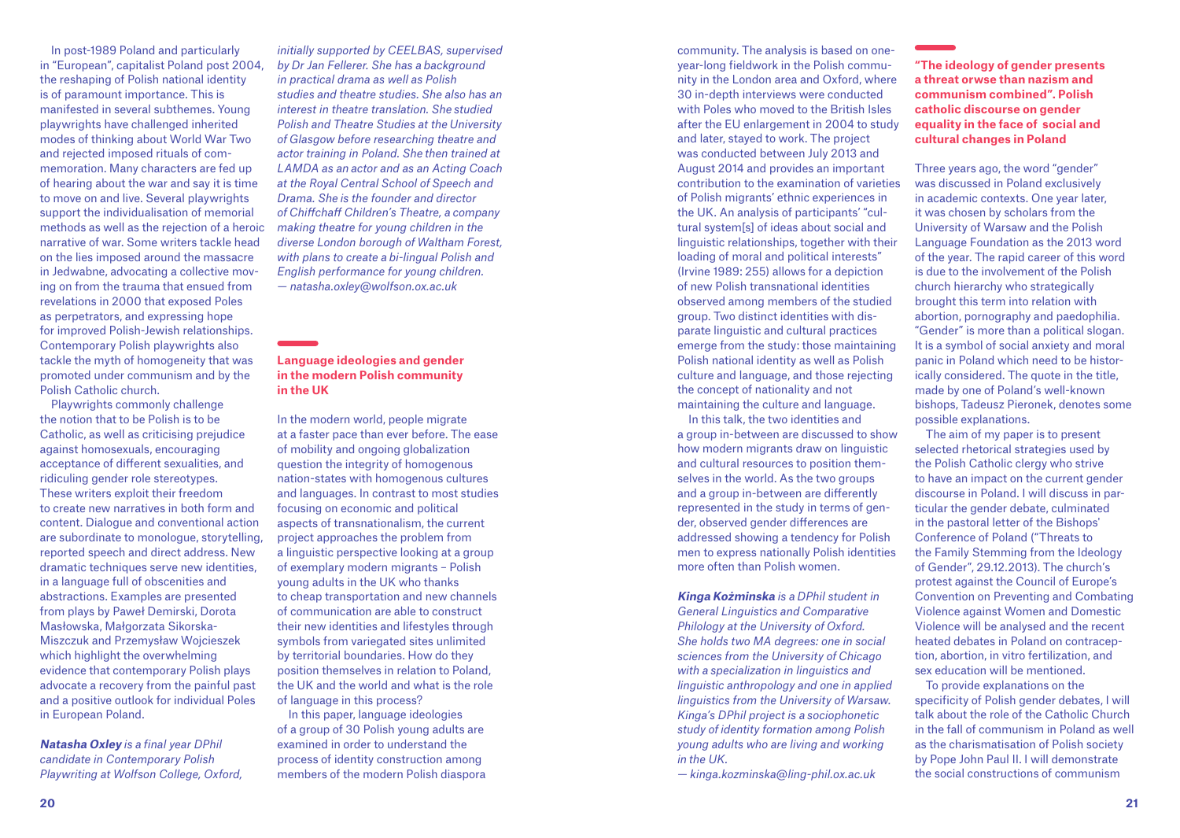In post-1989 Poland and particularly in "European", capitalist Poland post 2004, the reshaping of Polish national identity is of paramount importance. This is manifested in several subthemes. Young playwrights have challenged inherited modes of thinking about World War Two and rejected imposed rituals of commemoration. Many characters are fed up of hearing about the war and say it is time to move on and live. Several playwrights support the individualisation of memorial methods as well as the rejection of a heroic narrative of war. Some writers tackle head on the lies imposed around the massacre in Jedwabne, advocating a collective moving on from the trauma that ensued from revelations in 2000 that exposed Poles as perpetrators, and expressing hope for improved Polish-Jewish relationships. Contemporary Polish playwrights also tackle the myth of homogeneity that was promoted under communism and by the Polish Catholic church.

Playwrights commonly challenge the notion that to be Polish is to be Catholic, as well as criticising prejudice against homosexuals, encouraging acceptance of different sexualities, and ridiculing gender role stereotypes. These writers exploit their freedom to create new narratives in both form and content. Dialogue and conventional action are subordinate to monologue, storytelling, reported speech and direct address. New dramatic techniques serve new identities, in a language full of obscenities and abstractions. Examples are presented from plays by Paweł Demirski, Dorota Masłowska, Małgorzata Sikorska-Miszczuk and Przemysław Wojcieszek which highlight the overwhelming evidence that contemporary Polish plays advocate a recovery from the painful past and a positive outlook for individual Poles in European Poland.

***Natasha Oxley*** *is a final year DPhil candidate in Contemporary Polish Playwriting at Wolfson College, Oxford, initially supported by CEELBAS, supervised by Dr Jan Fellerer. She has a background in practical drama as well as Polish studies and theatre studies. She also has an interest in theatre translation. She studied Polish and Theatre Studies at the University of Glasgow before researching theatre and actor training in Poland. She then trained at LAMDA as an actor and as an Acting Coach at the Royal Central School of Speech and Drama. She is the founder and director of Chiffchaff Children's Theatre, a company making theatre for young children in the diverse London borough of Waltham Forest, with plans to create a bi-lingual Polish and English performance for young children.*
*— natasha.oxley@wolfson.ox.ac.uk*

## Language ideologies and gender in the modern Polish community in the UK

In the modern world, people migrate at a faster pace than ever before. The ease of mobility and ongoing globalization question the integrity of homogenous nation-states with homogenous cultures and languages. In contrast to most studies focusing on economic and political aspects of transnationalism, the current project approaches the problem from a linguistic perspective looking at a group of exemplary modern migrants – Polish young adults in the UK who thanks to cheap transportation and new channels of communication are able to construct their new identities and lifestyles through symbols from variegated sites unlimited by territorial boundaries. How do they position themselves in relation to Poland, the UK and the world and what is the role of language in this process?

In this paper, language ideologies of a group of 30 Polish young adults are examined in order to understand the process of identity construction among members of the modern Polish diaspora community. The analysis is based on one-year-long fieldwork in the Polish community in the London area and Oxford, where 30 in-depth interviews were conducted with Poles who moved to the British Isles after the EU enlargement in 2004 to study and later, stayed to work. The project was conducted between July 2013 and August 2014 and provides an important contribution to the examination of varieties of Polish migrants' ethnic experiences in the UK. An analysis of participants' "cultural system[s] of ideas about social and linguistic relationships, together with their loading of moral and political interests" (Irvine 1989: 255) allows for a depiction of new Polish transnational identities observed among members of the studied group. Two distinct identities with disparate linguistic and cultural practices emerge from the study: those maintaining Polish national identity as well as Polish culture and language, and those rejecting the concept of nationality and not maintaining the culture and language.

In this talk, the two identities and a group in-between are discussed to show how modern migrants draw on linguistic and cultural resources to position themselves in the world. As the two groups and a group in-between are differently represented in the study in terms of gender, observed gender differences are addressed showing a tendency for Polish men to express nationally Polish identities more often than Polish women.

***Kinga Koźminska*** *is a DPhil student in General Linguistics and Comparative Philology at the University of Oxford. She holds two MA degrees: one in social sciences from the University of Chicago with a specialization in linguistics and linguistic anthropology and one in applied linguistics from the University of Warsaw. Kinga's DPhil project is a sociophonetic study of identity formation among Polish young adults who are living and working in the UK.*
*— kinga.kozminska@ling-phil.ox.ac.uk*

## "The ideology of gender presents a threat orwse than nazism and communism combined". Polish catholic discourse on gender equality in the face of social and cultural changes in Poland

Three years ago, the word "gender" was discussed in Poland exclusively in academic contexts. One year later, it was chosen by scholars from the University of Warsaw and the Polish Language Foundation as the 2013 word of the year. The rapid career of this word is due to the involvement of the Polish church hierarchy who strategically brought this term into relation with abortion, pornography and paedophilia. "Gender" is more than a political slogan. It is a symbol of social anxiety and moral panic in Poland which need to be historically considered. The quote in the title, made by one of Poland's well-known bishops, Tadeusz Pieronek, denotes some possible explanations.

The aim of my paper is to present selected rhetorical strategies used by the Polish Catholic clergy who strive to have an impact on the current gender discourse in Poland. I will discuss in particular the gender debate, culminated in the pastoral letter of the Bishops' Conference of Poland ("Threats to the Family Stemming from the Ideology of Gender", 29.12.2013). The church's protest against the Council of Europe's Convention on Preventing and Combating Violence against Women and Domestic Violence will be analysed and the recent heated debates in Poland on contraception, abortion, in vitro fertilization, and sex education will be mentioned.

To provide explanations on the specificity of Polish gender debates, I will talk about the role of the Catholic Church in the fall of communism in Poland as well as the charismatisation of Polish society by Pope John Paul II. I will demonstrate the social constructions of communism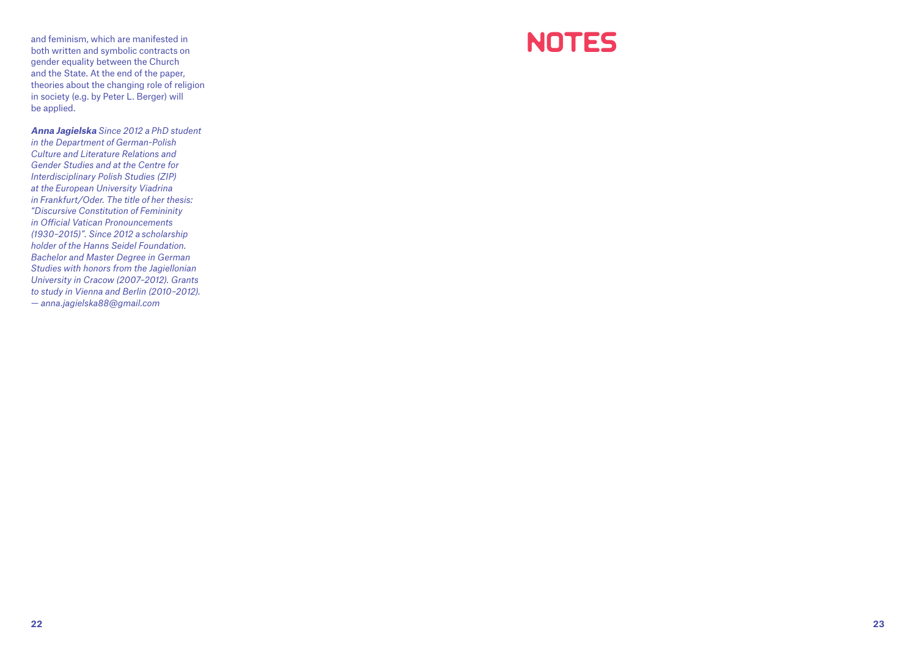and feminism, which are manifested in both written and symbolic contracts on gender equality between the Church and the State. At the end of the paper, theories about the changing role of religion in society (e.g. by Peter L. Berger) will be applied.

***Anna Jagielska*** *Since 2012 a PhD student in the Department of German-Polish Culture and Literature Relations and Gender Studies and at the Centre for Interdisciplinary Polish Studies (ZIP) at the European University Viadrina in Frankfurt/Oder. The title of her thesis: "Discursive Constitution of Femininity in Official Vatican Pronouncements (1930–2015)". Since 2012 a scholarship holder of the Hanns Seidel Foundation. Bachelor and Master Degree in German Studies with honors from the Jagiellonian University in Cracow (2007–2012). Grants to study in Vienna and Berlin (2010–2012). — anna.jagielska88@gmail.com*

# NOTES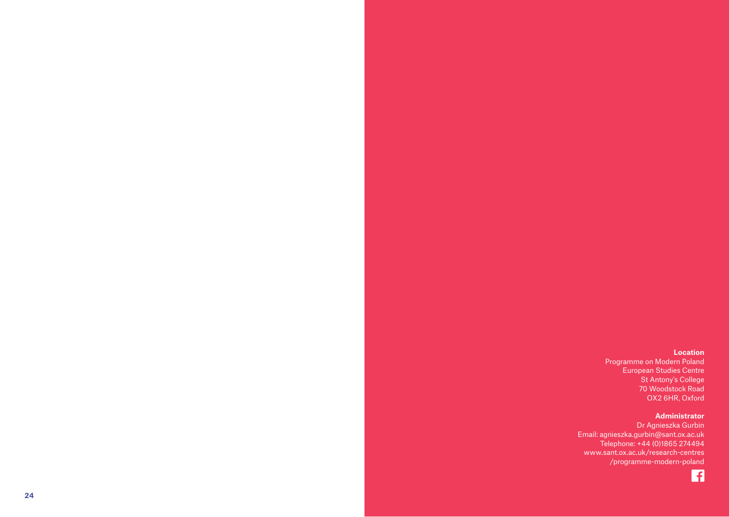**Location**

Programme on Modern Poland
European Studies Centre
St Antony's College
70 Woodstock Road
OX2 6HR, Oxford

**Administrator**

Dr Agnieszka Gurbin
Email: agnieszka.gurbin@sant.ox.ac.uk
Telephone: +44 (0)1865 274494
www.sant.ox.ac.uk/research-centres/programme-modern-poland